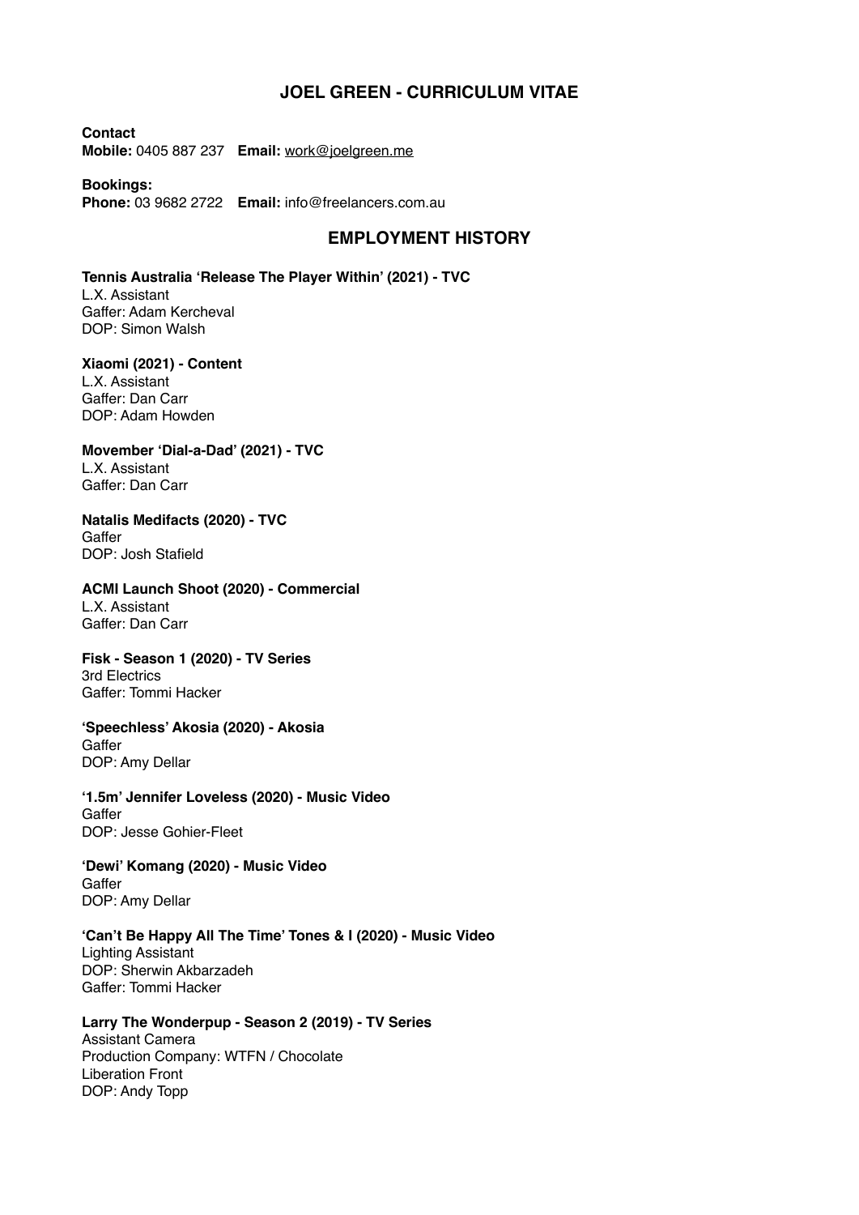# JOEL GREEN - CURRICULUM VITAE

**Contact**
**Mobile:** 0405 887 237 **Email:** work@joelgreen.me

**Bookings:**
**Phone:** 03 9682 2722 **Email:** info@freelancers.com.au

## EMPLOYMENT HISTORY

**Tennis Australia 'Release The Player Within' (2021) - TVC**
L.X. Assistant
Gaffer: Adam Kercheval
DOP: Simon Walsh

**Xiaomi (2021) - Content**
L.X. Assistant
Gaffer: Dan Carr
DOP: Adam Howden

**Movember 'Dial-a-Dad' (2021) - TVC**
L.X. Assistant
Gaffer: Dan Carr

**Natalis Medifacts (2020) - TVC**
Gaffer
DOP: Josh Stafield

**ACMI Launch Shoot (2020) - Commercial**
L.X. Assistant
Gaffer: Dan Carr

**Fisk - Season 1 (2020) - TV Series**
3rd Electrics
Gaffer: Tommi Hacker

**'Speechless' Akosia (2020) - Akosia**
Gaffer
DOP: Amy Dellar

**'1.5m' Jennifer Loveless (2020) - Music Video**
Gaffer
DOP: Jesse Gohier-Fleet

**'Dewi' Komang (2020) - Music Video**
Gaffer
DOP: Amy Dellar

**'Can't Be Happy All The Time' Tones & I (2020) - Music Video**
Lighting Assistant
DOP: Sherwin Akbarzadeh
Gaffer: Tommi Hacker

**Larry The Wonderpup - Season 2 (2019) - TV Series**
Assistant Camera
Production Company: WTFN / Chocolate
Liberation Front
DOP: Andy Topp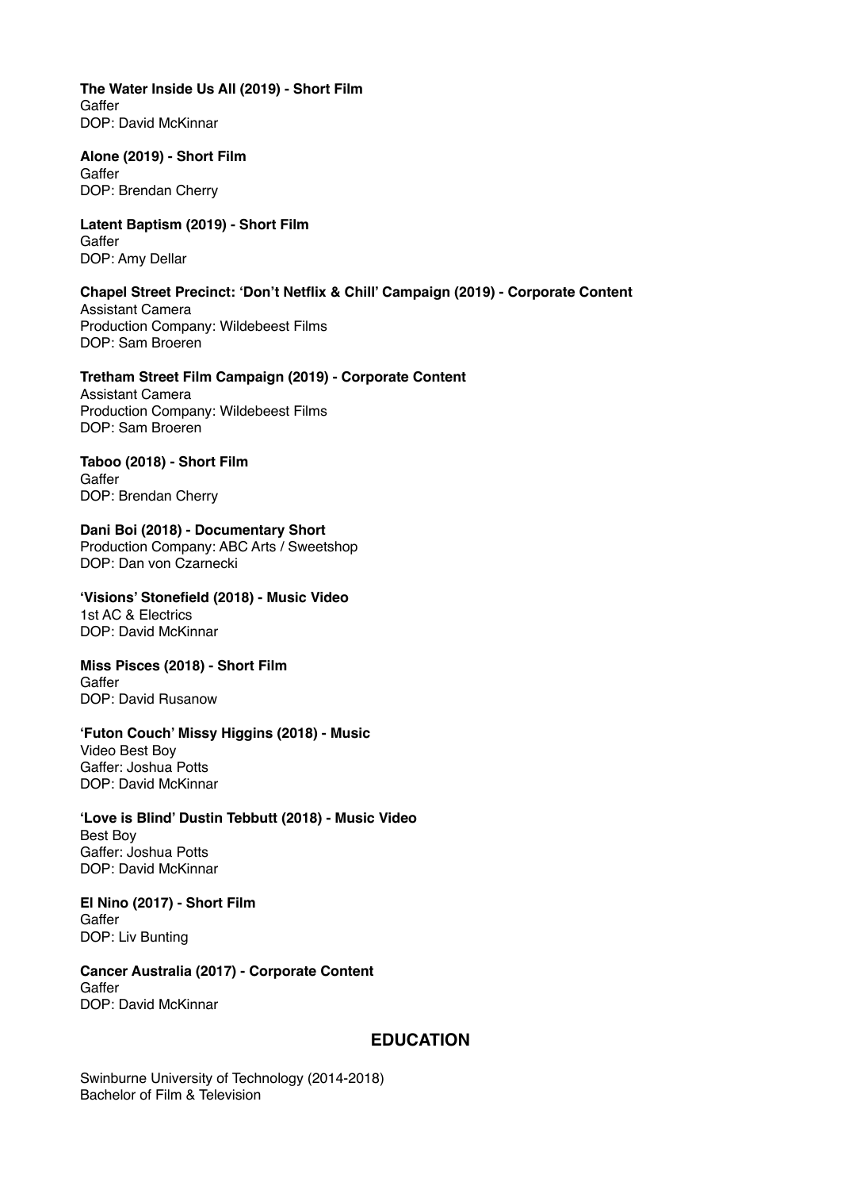**The Water Inside Us All (2019) - Short Film**
Gaffer
DOP: David McKinnar

**Alone (2019) - Short Film**
Gaffer
DOP: Brendan Cherry

**Latent Baptism (2019) - Short Film**
Gaffer
DOP: Amy Dellar

**Chapel Street Precinct: 'Don't Netflix & Chill' Campaign (2019) - Corporate Content**
Assistant Camera
Production Company: Wildebeest Films
DOP: Sam Broeren

**Tretham Street Film Campaign (2019) - Corporate Content**
Assistant Camera
Production Company: Wildebeest Films
DOP: Sam Broeren

**Taboo (2018) - Short Film**
Gaffer
DOP: Brendan Cherry

**Dani Boi (2018) - Documentary Short**
Production Company: ABC Arts / Sweetshop
DOP: Dan von Czarnecki

**'Visions' Stonefield (2018) - Music Video**
1st AC & Electrics
DOP: David McKinnar

**Miss Pisces (2018) - Short Film**
Gaffer
DOP: David Rusanow

**'Futon Couch' Missy Higgins (2018) - Music**
Video Best Boy
Gaffer: Joshua Potts
DOP: David McKinnar

**'Love is Blind' Dustin Tebbutt (2018) - Music Video**
Best Boy
Gaffer: Joshua Potts
DOP: David McKinnar

**El Nino (2017) - Short Film**
Gaffer
DOP: Liv Bunting

**Cancer Australia (2017) - Corporate Content**
Gaffer
DOP: David McKinnar

## EDUCATION

Swinburne University of Technology (2014-2018)
Bachelor of Film & Television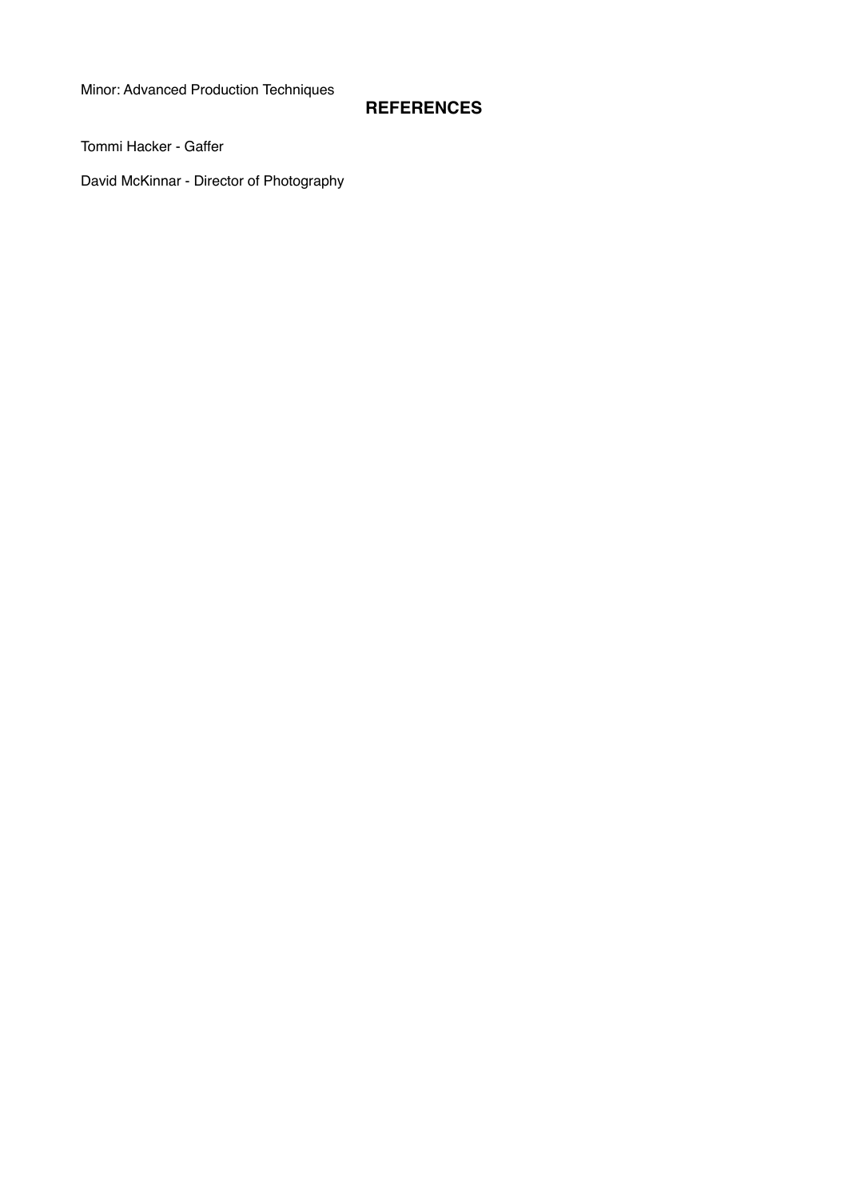Minor: Advanced Production Techniques

## REFERENCES

Tommi Hacker - Gaffer

David McKinnar - Director of Photography